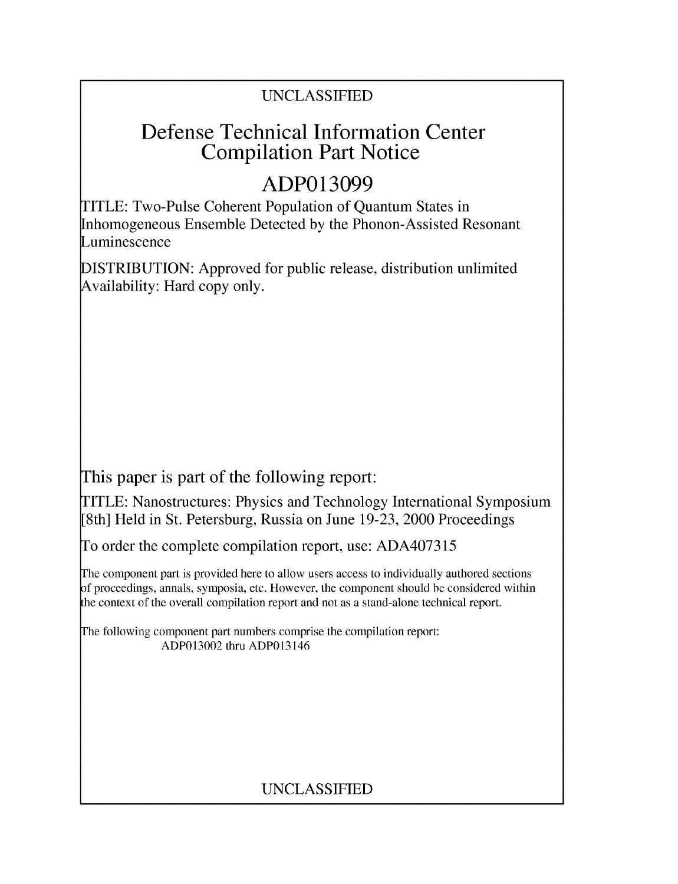UNCLASSIFIED

# Defense Technical Information Center Compilation Part Notice

## ADP013099

TITLE: Two-Pulse Coherent Population of Quantum States in Inhomogeneous Ensemble Detected by the Phonon-Assisted Resonant Luminescence

DISTRIBUTION: Approved for public release, distribution unlimited
Availability: Hard copy only.

This paper is part of the following report:

TITLE: Nanostructures: Physics and Technology International Symposium [8th] Held in St. Petersburg, Russia on June 19-23, 2000 Proceedings

To order the complete compilation report, use: ADA407315

The component part is provided here to allow users access to individually authored sections of proceedings, annals, symposia, etc. However, the component should be considered within the context of the overall compilation report and not as a stand-alone technical report.

The following component part numbers comprise the compilation report:
ADP013002 thru ADP013146

UNCLASSIFIED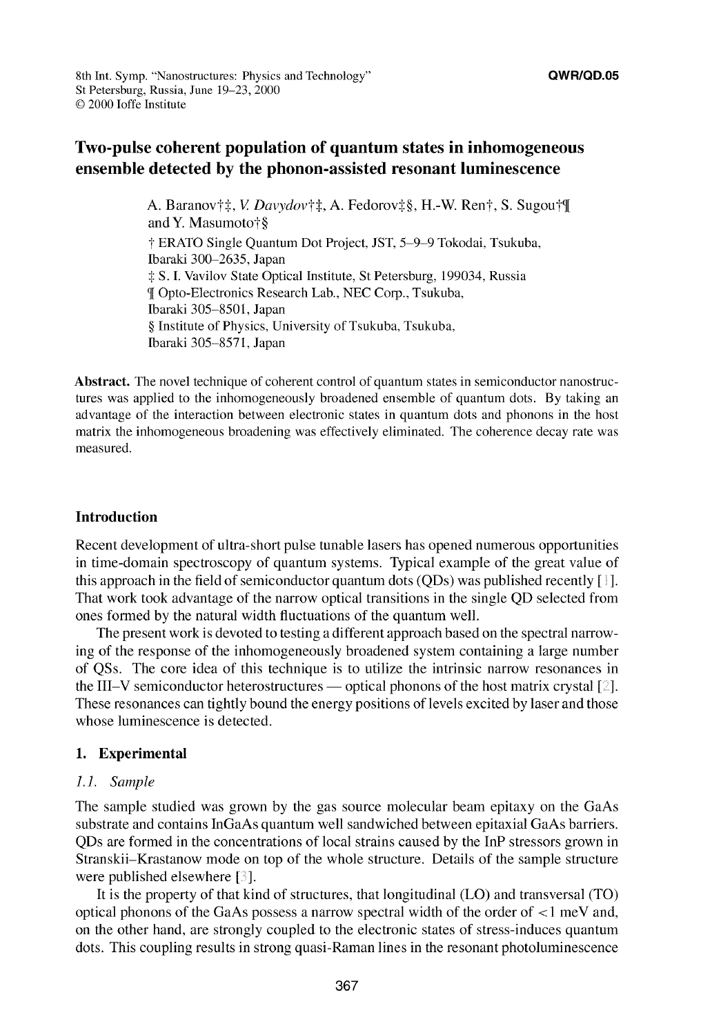8th Int. Symp. "Nanostructures: Physics and Technology"
St Petersburg, Russia, June 19–23, 2000
© 2000 Ioffe Institute

QWR/QD.05

# Two-pulse coherent population of quantum states in inhomogeneous ensemble detected by the phonon-assisted resonant luminescence

A. Baranov†‡, *V. Davydov*†‡, A. Fedorov‡§, H.-W. Ren†, S. Sugou†¶ and Y. Masumoto†§

† ERATO Single Quantum Dot Project, JST, 5–9–9 Tokodai, Tsukuba, Ibaraki 300–2635, Japan
‡ S. I. Vavilov State Optical Institute, St Petersburg, 199034, Russia
¶ Opto-Electronics Research Lab., NEC Corp., Tsukuba, Ibaraki 305–8501, Japan
§ Institute of Physics, University of Tsukuba, Tsukuba, Ibaraki 305–8571, Japan

**Abstract.** The novel technique of coherent control of quantum states in semiconductor nanostructures was applied to the inhomogeneously broadened ensemble of quantum dots. By taking an advantage of the interaction between electronic states in quantum dots and phonons in the host matrix the inhomogeneous broadening was effectively eliminated. The coherence decay rate was measured.

## Introduction

Recent development of ultra-short pulse tunable lasers has opened numerous opportunities in time-domain spectroscopy of quantum systems. Typical example of the great value of this approach in the field of semiconductor quantum dots (QDs) was published recently [1]. That work took advantage of the narrow optical transitions in the single QD selected from ones formed by the natural width fluctuations of the quantum well.

The present work is devoted to testing a different approach based on the spectral narrowing of the response of the inhomogeneously broadened system containing a large number of QSs. The core idea of this technique is to utilize the intrinsic narrow resonances in the III–V semiconductor heterostructures — optical phonons of the host matrix crystal [2]. These resonances can tightly bound the energy positions of levels excited by laser and those whose luminescence is detected.

## 1. Experimental

### *1.1. Sample*

The sample studied was grown by the gas source molecular beam epitaxy on the GaAs substrate and contains InGaAs quantum well sandwiched between epitaxial GaAs barriers. QDs are formed in the concentrations of local strains caused by the InP stressors grown in Stranskii–Krastanow mode on top of the whole structure. Details of the sample structure were published elsewhere [3].

It is the property of that kind of structures, that longitudinal (LO) and transversal (TO) optical phonons of the GaAs possess a narrow spectral width of the order of <1 meV and, on the other hand, are strongly coupled to the electronic states of stress-induces quantum dots. This coupling results in strong quasi-Raman lines in the resonant photoluminescence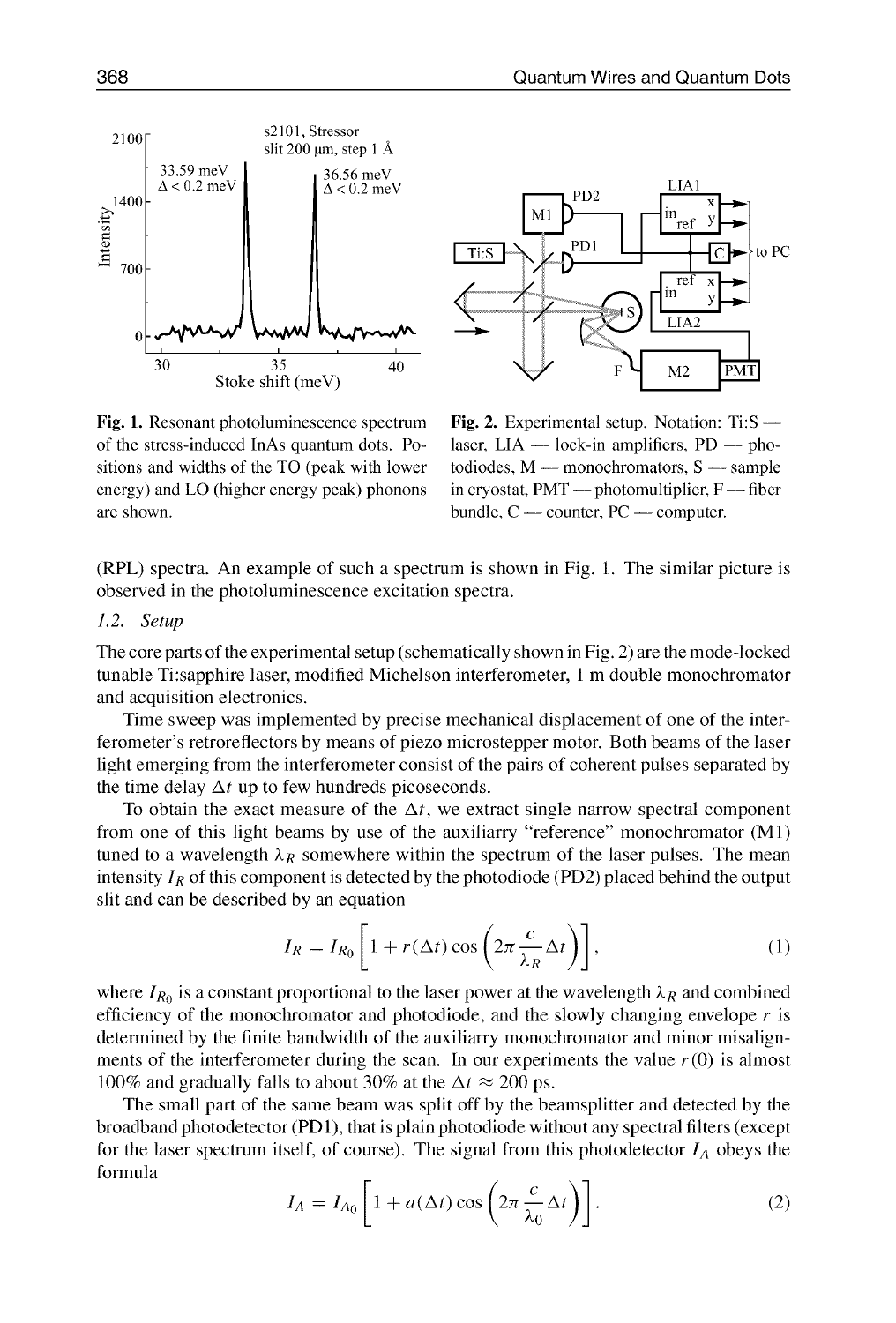Fig. 1. Resonant photoluminescence spectrum of the stress-induced InAs quantum dots. Positions and widths of the TO (peak with lower energy) and LO (higher energy peak) phonons are shown.

Fig. 2. Experimental setup. Notation: Ti:S — laser, LIA — lock-in amplifiers, PD — photodiodes, M — monochromators, S — sample in cryostat, PMT — photomultiplier, F — fiber bundle, C — counter, PC — computer.

(RPL) spectra. An example of such a spectrum is shown in Fig. 1. The similar picture is observed in the photoluminescence excitation spectra.

### *1.2. Setup*

The core parts of the experimental setup (schematically shown in Fig. 2) are the mode-locked tunable Ti:sapphire laser, modified Michelson interferometer, 1 m double monochromator and acquisition electronics.

Time sweep was implemented by precise mechanical displacement of one of the interferometer's retroreflectors by means of piezo microstepper motor. Both beams of the laser light emerging from the interferometer consist of the pairs of coherent pulses separated by the time delay $\Delta t$ up to few hundreds picoseconds.

To obtain the exact measure of the $\Delta t$, we extract single narrow spectral component from one of this light beams by use of the auxiliarry "reference" monochromator (M1) tuned to a wavelength $\lambda_R$ somewhere within the spectrum of the laser pulses. The mean intensity $I_R$ of this component is detected by the photodiode (PD2) placed behind the output slit and can be described by an equation

$$I_R = I_{R_0}\left[1 + r(\Delta t)\cos\left(2\pi\frac{c}{\lambda_R}\Delta t\right)\right], \tag{1}$$

where $I_{R_0}$ is a constant proportional to the laser power at the wavelength $\lambda_R$ and combined efficiency of the monochromator and photodiode, and the slowly changing envelope $r$ is determined by the finite bandwidth of the auxiliarry monochromator and minor misalignments of the interferometer during the scan. In our experiments the value $r(0)$ is almost 100% and gradually falls to about 30% at the $\Delta t \approx 200$ ps.

The small part of the same beam was split off by the beamsplitter and detected by the broadband photodetector (PD1), that is plain photodiode without any spectral filters (except for the laser spectrum itself, of course). The signal from this photodetector $I_A$ obeys the formula

$$I_A = I_{A_0}\left[1 + a(\Delta t)\cos\left(2\pi\frac{c}{\lambda_0}\Delta t\right)\right]. \tag{2}$$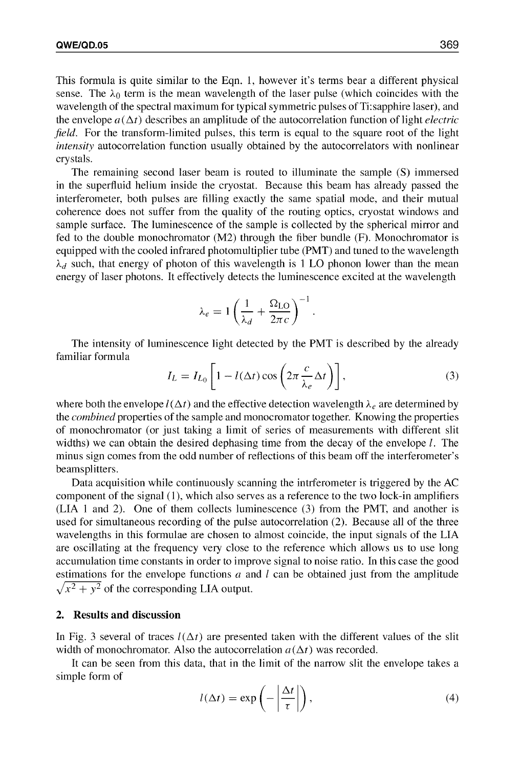This formula is quite similar to the Eqn. 1, however it's terms bear a different physical sense. The $\lambda_0$ term is the mean wavelength of the laser pulse (which coincides with the wavelength of the spectral maximum for typical symmetric pulses of Ti:sapphire laser), and the envelope $a(\Delta t)$ describes an amplitude of the autocorrelation function of light *electric field*. For the transform-limited pulses, this term is equal to the square root of the light *intensity* autocorrelation function usually obtained by the autocorrelators with nonlinear crystals.

The remaining second laser beam is routed to illuminate the sample (S) immersed in the superfluid helium inside the cryostat. Because this beam has already passed the interferometer, both pulses are filling exactly the same spatial mode, and their mutual coherence does not suffer from the quality of the routing optics, cryostat windows and sample surface. The luminescence of the sample is collected by the spherical mirror and fed to the double monochromator (M2) through the fiber bundle (F). Monochromator is equipped with the cooled infrared photomultiplier tube (PMT) and tuned to the wavelength $\lambda_d$ such, that energy of photon of this wavelength is 1 LO phonon lower than the mean energy of laser photons. It effectively detects the luminescence excited at the wavelength

$$\lambda_e = 1\left(\frac{1}{\lambda_d} + \frac{\Omega_{\mathrm{LO}}}{2\pi c}\right)^{-1}.$$

The intensity of luminescence light detected by the PMT is described by the already familiar formula

$$I_L = I_{L_0}\left[1 - l(\Delta t)\cos\left(2\pi\frac{c}{\lambda_e}\Delta t\right)\right], \tag{3}$$

where both the envelope $l(\Delta t)$ and the effective detection wavelength $\lambda_e$ are determined by the *combined* properties of the sample and monocromator together. Knowing the properties of monochromator (or just taking a limit of series of measurements with different slit widths) we can obtain the desired dephasing time from the decay of the envelope $l$. The minus sign comes from the odd number of reflections of this beam off the interferometer's beamsplitters.

Data acquisition while continuously scanning the intrferometer is triggered by the AC component of the signal (1), which also serves as a reference to the two lock-in amplifiers (LIA 1 and 2). One of them collects luminescence (3) from the PMT, and another is used for simultaneous recording of the pulse autocorrelation (2). Because all of the three wavelengths in this formulae are chosen to almost coincide, the input signals of the LIA are oscillating at the frequency very close to the reference which allows us to use long accumulation time constants in order to improve signal to noise ratio. In this case the good estimations for the envelope functions $a$ and $l$ can be obtained just from the amplitude $\sqrt{x^2 + y^2}$ of the corresponding LIA output.

## 2. Results and discussion

In Fig. 3 several of traces $l(\Delta t)$ are presented taken with the different values of the slit width of monochromator. Also the autocorrelation $a(\Delta t)$ was recorded.

It can be seen from this data, that in the limit of the narrow slit the envelope takes a simple form of

$$l(\Delta t) = \exp\left(-\left|\frac{\Delta t}{\tau}\right|\right), \tag{4}$$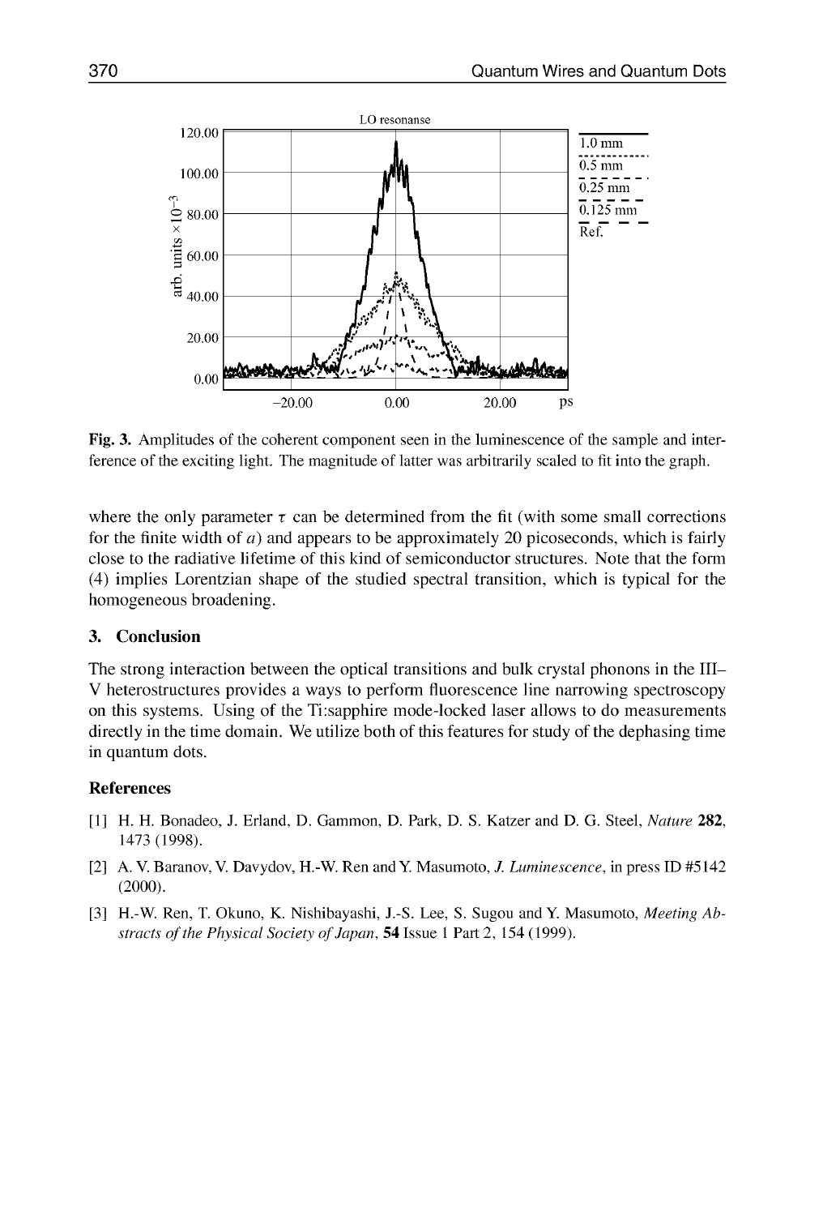LO resonanse

120.00
100.00
80.00
60.00
40.00
20.00
0.00

arb. units ×10^-3

−20.00
0.00
20.00
ps

1.0 mm
0.5 mm
0.25 mm
0.125 mm
Ref.

**Fig. 3.** Amplitudes of the coherent component seen in the luminescence of the sample and interference of the exciting light. The magnitude of latter was arbitrarily scaled to fit into the graph.

where the only parameter $\tau$ can be determined from the fit (with some small corrections for the finite width of $a$) and appears to be approximately 20 picoseconds, which is fairly close to the radiative lifetime of this kind of semiconductor structures. Note that the form (4) implies Lorentzian shape of the studied spectral transition, which is typical for the homogeneous broadening.

## 3. Conclusion

The strong interaction between the optical transitions and bulk crystal phonons in the III–V heterostructures provides a ways to perform fluorescence line narrowing spectroscopy on this systems. Using of the Ti:sapphire mode-locked laser allows to do measurements directly in the time domain. We utilize both of this features for study of the dephasing time in quantum dots.

### References

[1] H. H. Bonadeo, J. Erland, D. Gammon, D. Park, D. S. Katzer and D. G. Steel, *Nature* **282**, 1473 (1998).

[2] A. V. Baranov, V. Davydov, H.-W. Ren and Y. Masumoto, *J. Luminescence*, in press ID #5142 (2000).

[3] H.-W. Ren, T. Okuno, K. Nishibayashi, J.-S. Lee, S. Sugou and Y. Masumoto, *Meeting Abstracts of the Physical Society of Japan*, **54** Issue 1 Part 2, 154 (1999).